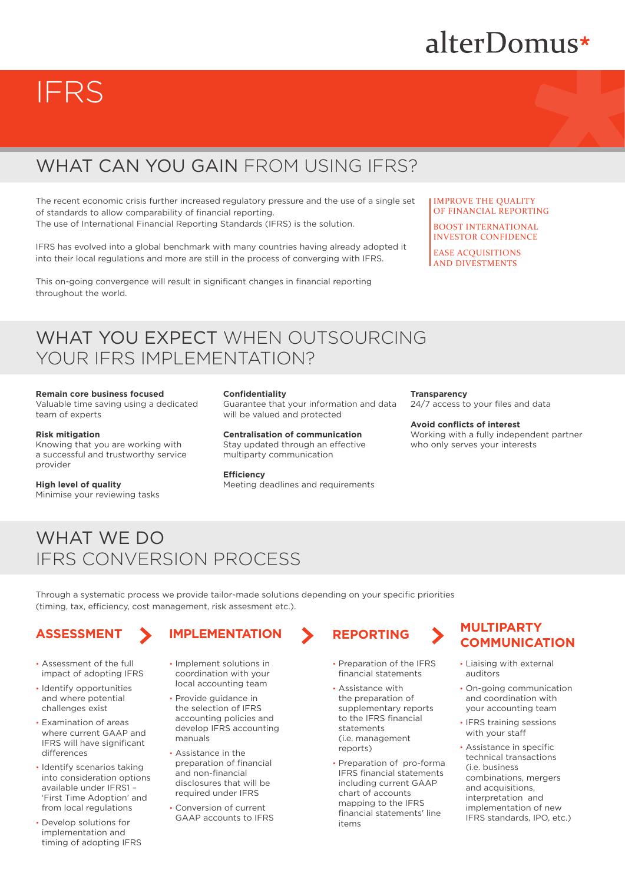alterDomus*

# IFRS

## WHAT CAN YOU GAIN FROM USING IFRS?

The recent economic crisis further increased regulatory pressure and the use of a single set of standards to allow comparability of financial reporting.
The use of International Financial Reporting Standards (IFRS) is the solution.

IFRS has evolved into a global benchmark with many countries having already adopted it into their local regulations and more are still in the process of converging with IFRS.

This on-going convergence will result in significant changes in financial reporting throughout the world.

IMPROVE THE QUALITY OF FINANCIAL REPORTING

BOOST INTERNATIONAL INVESTOR CONFIDENCE

EASE ACQUISITIONS AND DIVESTMENTS

## WHAT YOU EXPECT WHEN OUTSOURCING YOUR IFRS IMPLEMENTATION?

**Remain core business focused**
Valuable time saving using a dedicated team of experts

**Risk mitigation**
Knowing that you are working with a successful and trustworthy service provider

**High level of quality**
Minimise your reviewing tasks

**Confidentiality**
Guarantee that your information and data will be valued and protected

**Centralisation of communication**
Stay updated through an effective multiparty communication

**Efficiency**
Meeting deadlines and requirements

**Transparency**
24/7 access to your files and data

**Avoid conflicts of interest**
Working with a fully independent partner who only serves your interests

## WHAT WE DO IFRS CONVERSION PROCESS

Through a systematic process we provide tailor-made solutions depending on your specific priorities (timing, tax, efficiency, cost management, risk assesment etc.).

### ASSESSMENT

- Assessment of the full impact of adopting IFRS
- Identify opportunities and where potential challenges exist
- Examination of areas where current GAAP and IFRS will have significant differences
- Identify scenarios taking into consideration options available under IFRS1 – 'First Time Adoption' and from local regulations
- Develop solutions for implementation and timing of adopting IFRS

### IMPLEMENTATION

- Implement solutions in coordination with your local accounting team
- Provide guidance in the selection of IFRS accounting policies and develop IFRS accounting manuals
- Assistance in the preparation of financial and non-financial disclosures that will be required under IFRS
- Conversion of current GAAP accounts to IFRS

### REPORTING

- Preparation of the IFRS financial statements
- Assistance with the preparation of supplementary reports to the IFRS financial statements (i.e. management reports)
- Preparation of pro-forma IFRS financial statements including current GAAP chart of accounts mapping to the IFRS financial statements' line items

### MULTIPARTY COMMUNICATION

- Liaising with external auditors
- On-going communication and coordination with your accounting team
- IFRS training sessions with your staff
- Assistance in specific technical transactions (i.e. business combinations, mergers and acquisitions, interpretation and implementation of new IFRS standards, IPO, etc.)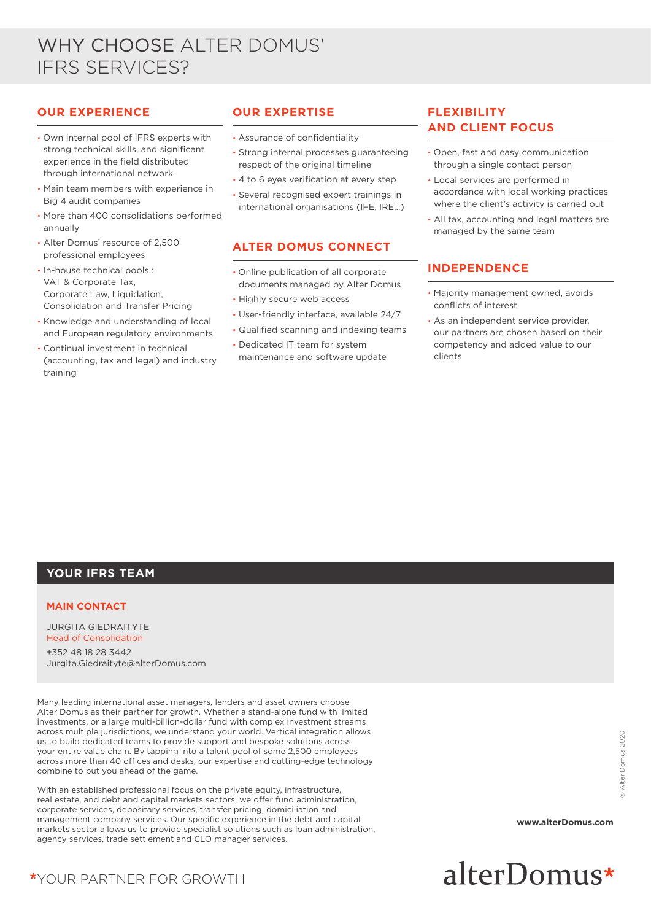# WHY CHOOSE ALTER DOMUS' IFRS SERVICES?

## OUR EXPERIENCE

- Own internal pool of IFRS experts with strong technical skills, and significant experience in the field distributed through international network
- Main team members with experience in Big 4 audit companies
- More than 400 consolidations performed annually
- Alter Domus' resource of 2,500 professional employees
- In-house technical pools : VAT & Corporate Tax, Corporate Law, Liquidation, Consolidation and Transfer Pricing
- Knowledge and understanding of local and European regulatory environments
- Continual investment in technical (accounting, tax and legal) and industry training

## OUR EXPERTISE

- Assurance of confidentiality
- Strong internal processes guaranteeing respect of the original timeline
- 4 to 6 eyes verification at every step
- Several recognised expert trainings in international organisations (IFE, IRE,..)

## ALTER DOMUS CONNECT

- Online publication of all corporate documents managed by Alter Domus
- Highly secure web access
- User-friendly interface, available 24/7
- Qualified scanning and indexing teams
- Dedicated IT team for system maintenance and software update

## FLEXIBILITY AND CLIENT FOCUS

- Open, fast and easy communication through a single contact person
- Local services are performed in accordance with local working practices where the client's activity is carried out
- All tax, accounting and legal matters are managed by the same team

## INDEPENDENCE

- Majority management owned, avoids conflicts of interest
- As an independent service provider, our partners are chosen based on their competency and added value to our clients

## YOUR IFRS TEAM

### MAIN CONTACT

JURGITA GIEDRAITYTE
Head of Consolidation
+352 48 18 28 3442
Jurgita.Giedraityte@alterDomus.com

Many leading international asset managers, lenders and asset owners choose Alter Domus as their partner for growth. Whether a stand-alone fund with limited investments, or a large multi-billion-dollar fund with complex investment streams across multiple jurisdictions, we understand your world. Vertical integration allows us to build dedicated teams to provide support and bespoke solutions across your entire value chain. By tapping into a talent pool of some 2,500 employees across more than 40 offices and desks, our expertise and cutting-edge technology combine to put you ahead of the game.

With an established professional focus on the private equity, infrastructure, real estate, and debt and capital markets sectors, we offer fund administration, corporate services, depositary services, transfer pricing, domiciliation and management company services. Our specific experience in the debt and capital markets sector allows us to provide specialist solutions such as loan administration, agency services, trade settlement and CLO manager services.

© Alter Domus 2020

**www.alterDomus.com**

*YOUR PARTNER FOR GROWTH

alterDomus*